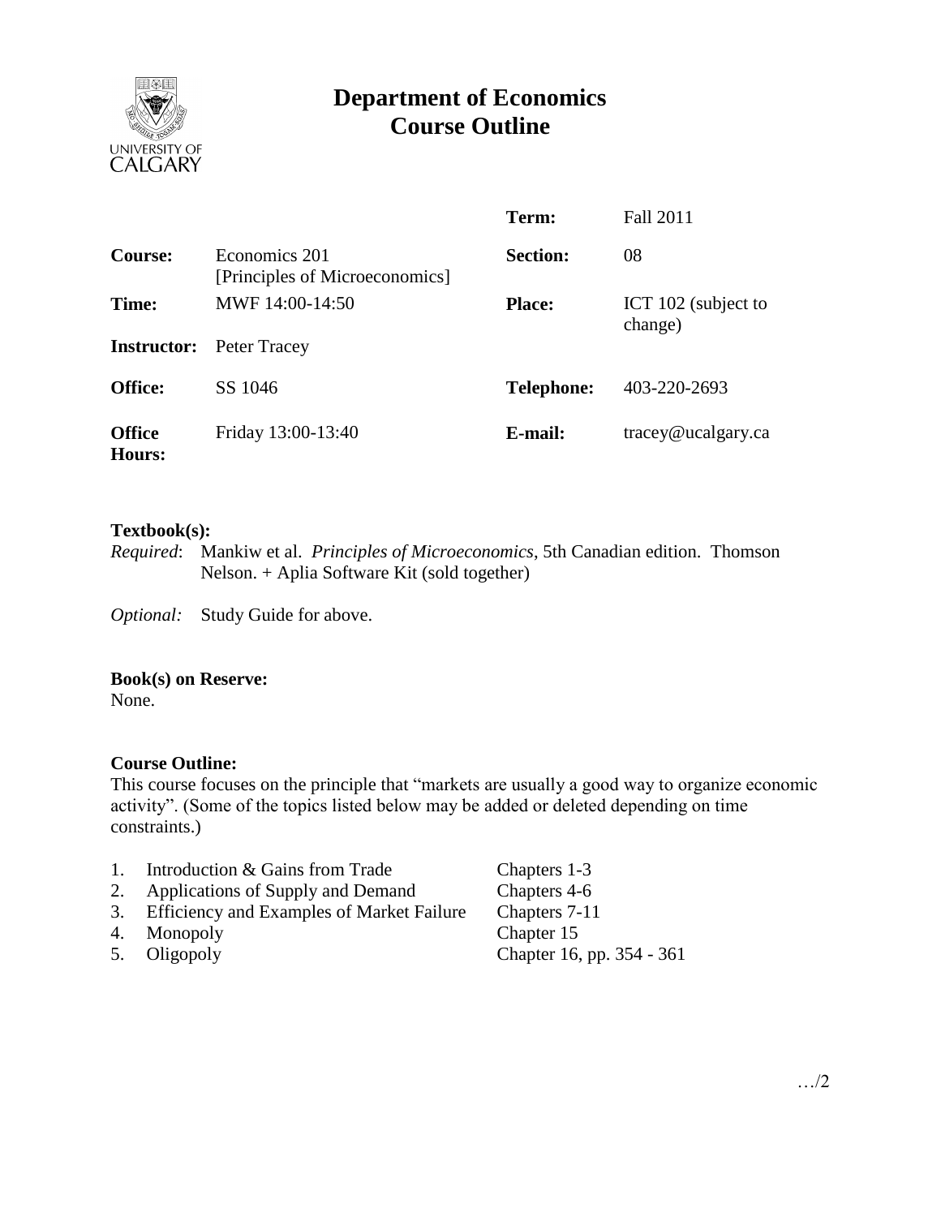# Department of Economics Course Outline

| | | | |
|---|---|---|---|
| | | **Term:** | Fall 2011 |
| **Course:** | Economics 201 [Principles of Microeconomics] | **Section:** | 08 |
| **Time:** | MWF 14:00-14:50 | **Place:** | ICT 102 (subject to change) |
| **Instructor:** | Peter Tracey | | |
| **Office:** | SS 1046 | **Telephone:** | 403-220-2693 |
| **Office Hours:** | Friday 13:00-13:40 | **E-mail:** | tracey@ucalgary.ca |

**Textbook(s):**

*Required*: Mankiw et al. *Principles of Microeconomics*, 5th Canadian edition. Thomson Nelson. + Aplia Software Kit (sold together)

*Optional:* Study Guide for above.

**Book(s) on Reserve:**

None.

**Course Outline:**

This course focuses on the principle that "markets are usually a good way to organize economic activity". (Some of the topics listed below may be added or deleted depending on time constraints.)

| | | |
|---|---|---|
| 1. | Introduction & Gains from Trade | Chapters 1-3 |
| 2. | Applications of Supply and Demand | Chapters 4-6 |
| 3. | Efficiency and Examples of Market Failure | Chapters 7-11 |
| 4. | Monopoly | Chapter 15 |
| 5. | Oligopoly | Chapter 16, pp. 354 - 361 |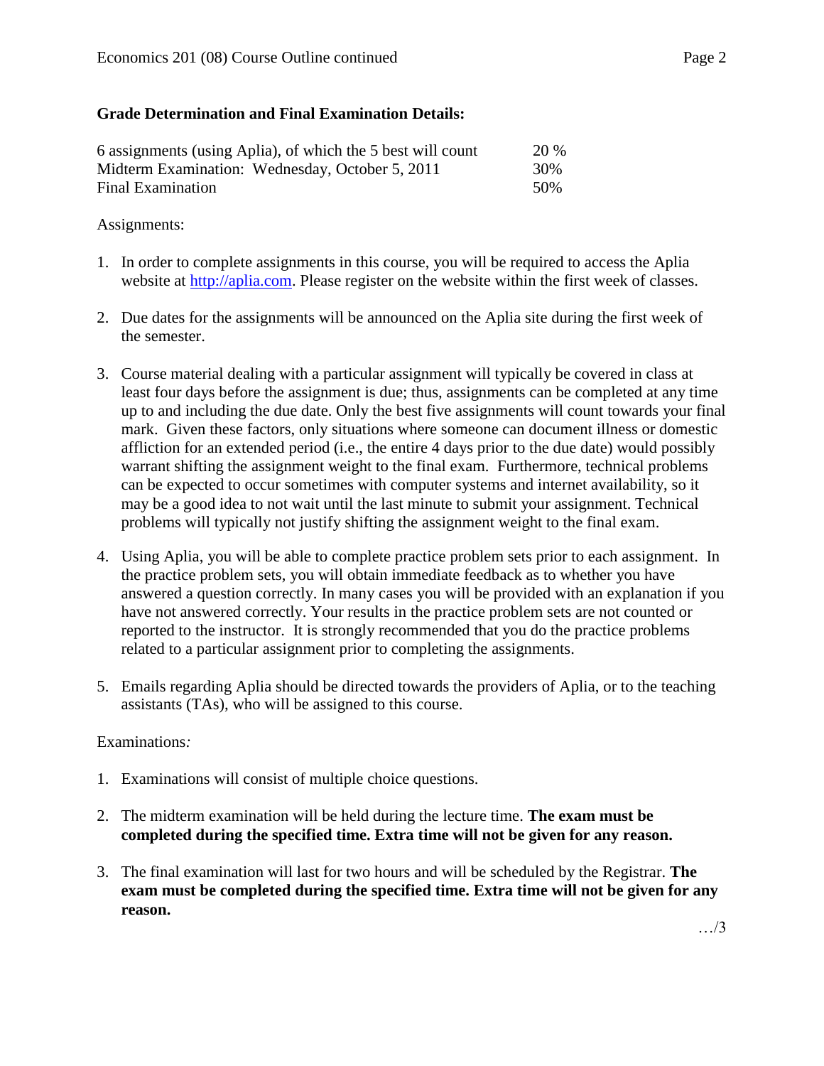**Grade Determination and Final Examination Details:**

| | |
|---|---|
| 6 assignments (using Aplia), of which the 5 best will count | 20 % |
| Midterm Examination: Wednesday, October 5, 2011 | 30% |
| Final Examination | 50% |

Assignments:

1. In order to complete assignments in this course, you will be required to access the Aplia website at http://aplia.com. Please register on the website within the first week of classes.

2. Due dates for the assignments will be announced on the Aplia site during the first week of the semester.

3. Course material dealing with a particular assignment will typically be covered in class at least four days before the assignment is due; thus, assignments can be completed at any time up to and including the due date. Only the best five assignments will count towards your final mark. Given these factors, only situations where someone can document illness or domestic affliction for an extended period (i.e., the entire 4 days prior to the due date) would possibly warrant shifting the assignment weight to the final exam. Furthermore, technical problems can be expected to occur sometimes with computer systems and internet availability, so it may be a good idea to not wait until the last minute to submit your assignment. Technical problems will typically not justify shifting the assignment weight to the final exam.

4. Using Aplia, you will be able to complete practice problem sets prior to each assignment. In the practice problem sets, you will obtain immediate feedback as to whether you have answered a question correctly. In many cases you will be provided with an explanation if you have not answered correctly. Your results in the practice problem sets are not counted or reported to the instructor. It is strongly recommended that you do the practice problems related to a particular assignment prior to completing the assignments.

5. Emails regarding Aplia should be directed towards the providers of Aplia, or to the teaching assistants (TAs), who will be assigned to this course.

Examinations*:*

1. Examinations will consist of multiple choice questions.

2. The midterm examination will be held during the lecture time. **The exam must be completed during the specified time. Extra time will not be given for any reason.**

3. The final examination will last for two hours and will be scheduled by the Registrar. **The exam must be completed during the specified time. Extra time will not be given for any reason.**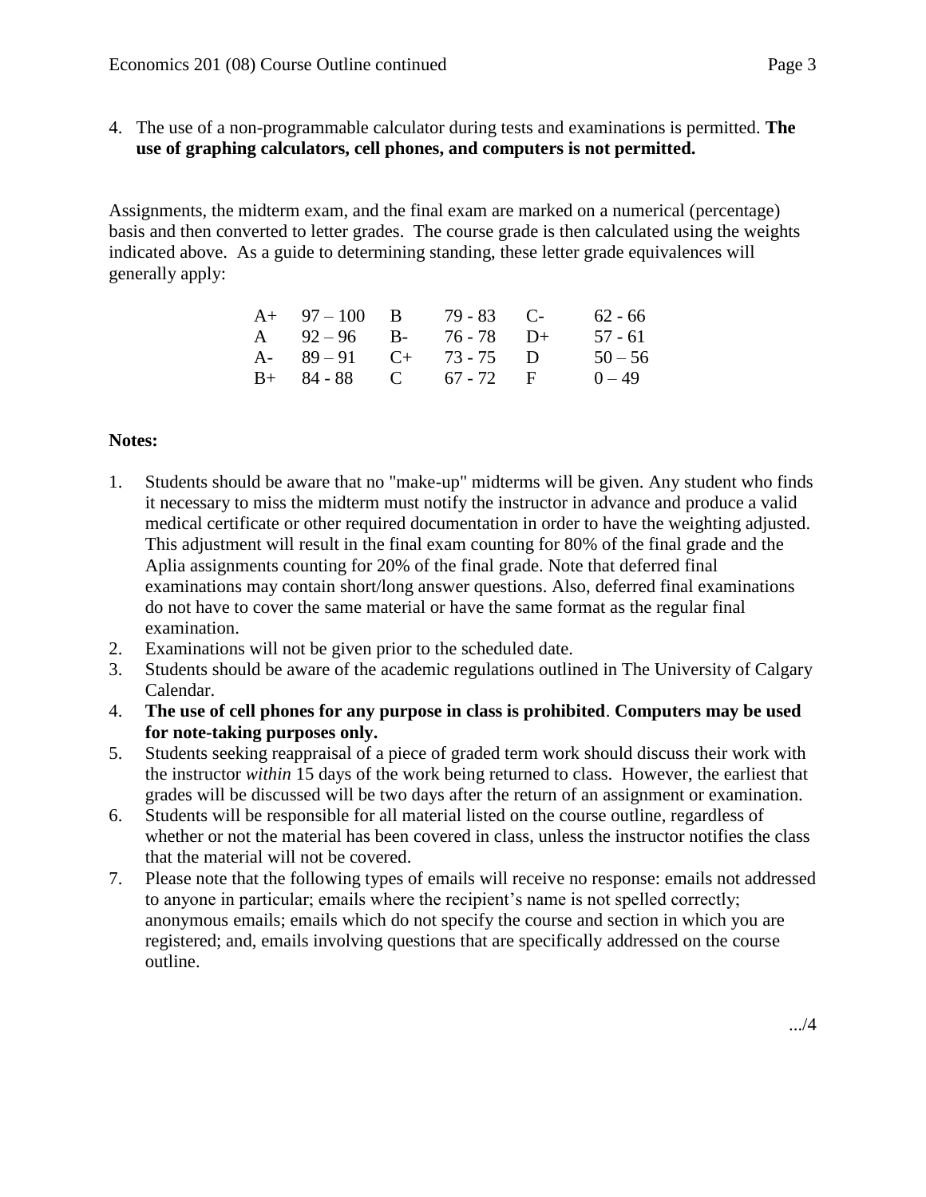4. The use of a non-programmable calculator during tests and examinations is permitted. **The use of graphing calculators, cell phones, and computers is not permitted.**

Assignments, the midterm exam, and the final exam are marked on a numerical (percentage) basis and then converted to letter grades. The course grade is then calculated using the weights indicated above. As a guide to determining standing, these letter grade equivalences will generally apply:

| | | | | | |
|---|---|---|---|---|---|
| A+ | 97 – 100 | B | 79 - 83 | C- | 62 - 66 |
| A | 92 – 96 | B- | 76 - 78 | D+ | 57 - 61 |
| A- | 89 – 91 | C+ | 73 - 75 | D | 50 – 56 |
| B+ | 84 - 88 | C | 67 - 72 | F | 0 – 49 |

**Notes:**

1. Students should be aware that no "make-up" midterms will be given. Any student who finds it necessary to miss the midterm must notify the instructor in advance and produce a valid medical certificate or other required documentation in order to have the weighting adjusted. This adjustment will result in the final exam counting for 80% of the final grade and the Aplia assignments counting for 20% of the final grade. Note that deferred final examinations may contain short/long answer questions. Also, deferred final examinations do not have to cover the same material or have the same format as the regular final examination.
2. Examinations will not be given prior to the scheduled date.
3. Students should be aware of the academic regulations outlined in The University of Calgary Calendar.
4. **The use of cell phones for any purpose in class is prohibited**. **Computers may be used for note-taking purposes only.**
5. Students seeking reappraisal of a piece of graded term work should discuss their work with the instructor *within* 15 days of the work being returned to class. However, the earliest that grades will be discussed will be two days after the return of an assignment or examination.
6. Students will be responsible for all material listed on the course outline, regardless of whether or not the material has been covered in class, unless the instructor notifies the class that the material will not be covered.
7. Please note that the following types of emails will receive no response: emails not addressed to anyone in particular; emails where the recipient's name is not spelled correctly; anonymous emails; emails which do not specify the course and section in which you are registered; and, emails involving questions that are specifically addressed on the course outline.

.../4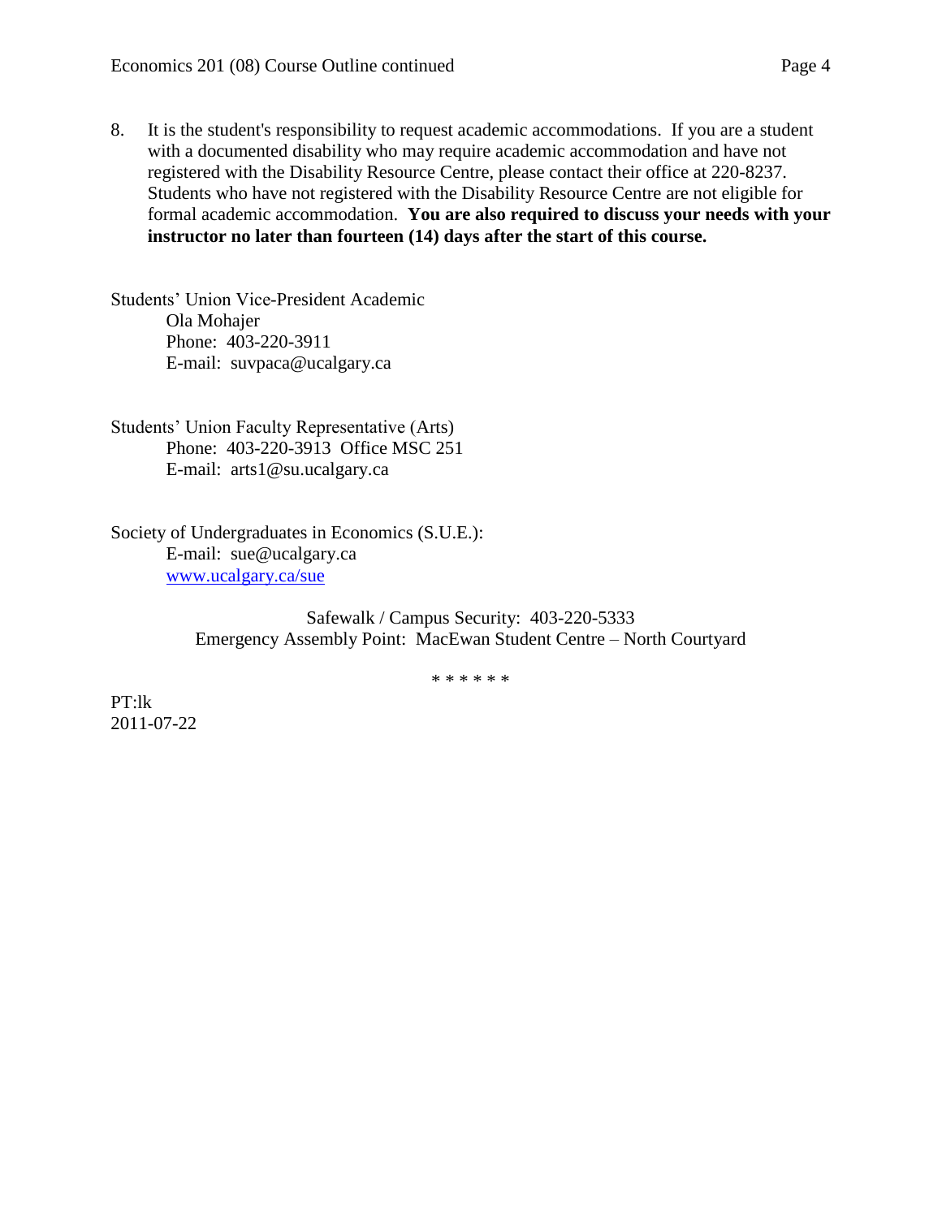8. It is the student's responsibility to request academic accommodations. If you are a student with a documented disability who may require academic accommodation and have not registered with the Disability Resource Centre, please contact their office at 220-8237. Students who have not registered with the Disability Resource Centre are not eligible for formal academic accommodation. **You are also required to discuss your needs with your instructor no later than fourteen (14) days after the start of this course.**

Students' Union Vice-President Academic
Ola Mohajer
Phone: 403-220-3911
E-mail: suvpaca@ucalgary.ca

Students' Union Faculty Representative (Arts)
Phone: 403-220-3913 Office MSC 251
E-mail: arts1@su.ucalgary.ca

Society of Undergraduates in Economics (S.U.E.):
E-mail: sue@ucalgary.ca
[www.ucalgary.ca/sue](http://www.ucalgary.ca/sue)

Safewalk / Campus Security: 403-220-5333
Emergency Assembly Point: MacEwan Student Centre – North Courtyard

* * * * * *

PT:lk
2011-07-22